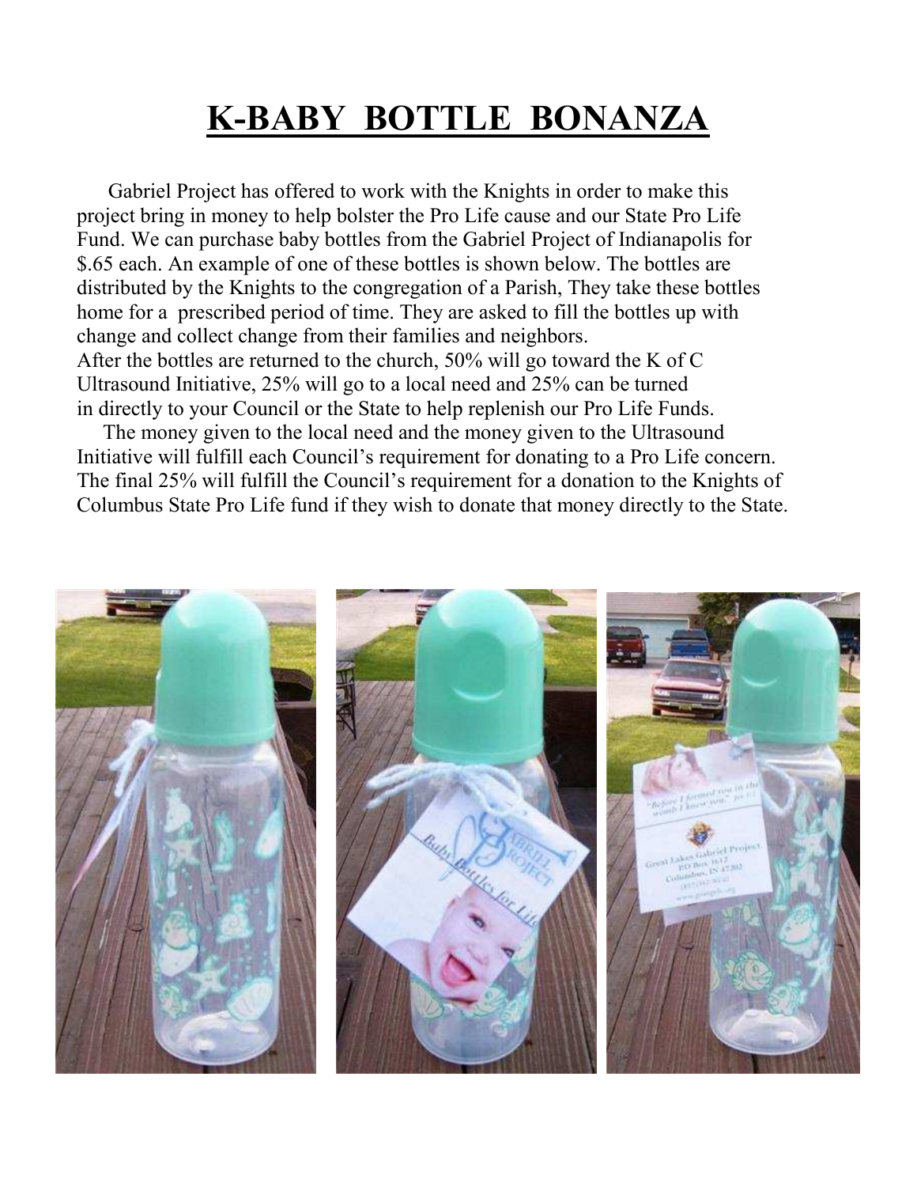# K-BABY BOTTLE BONANZA

Gabriel Project has offered to work with the Knights in order to make this project bring in money to help bolster the Pro Life cause and our State Pro Life Fund. We can purchase baby bottles from the Gabriel Project of Indianapolis for $.65 each. An example of one of these bottles is shown below. The bottles are distributed by the Knights to the congregation of a Parish, They take these bottles home for a prescribed period of time. They are asked to fill the bottles up with change and collect change from their families and neighbors.
After the bottles are returned to the church, 50% will go toward the K of C Ultrasound Initiative, 25% will go to a local need and 25% can be turned in directly to your Council or the State to help replenish our Pro Life Funds.

The money given to the local need and the money given to the Ultrasound Initiative will fulfill each Council's requirement for donating to a Pro Life concern. The final 25% will fulfill the Council's requirement for a donation to the Knights of Columbus State Pro Life fund if they wish to donate that money directly to the State.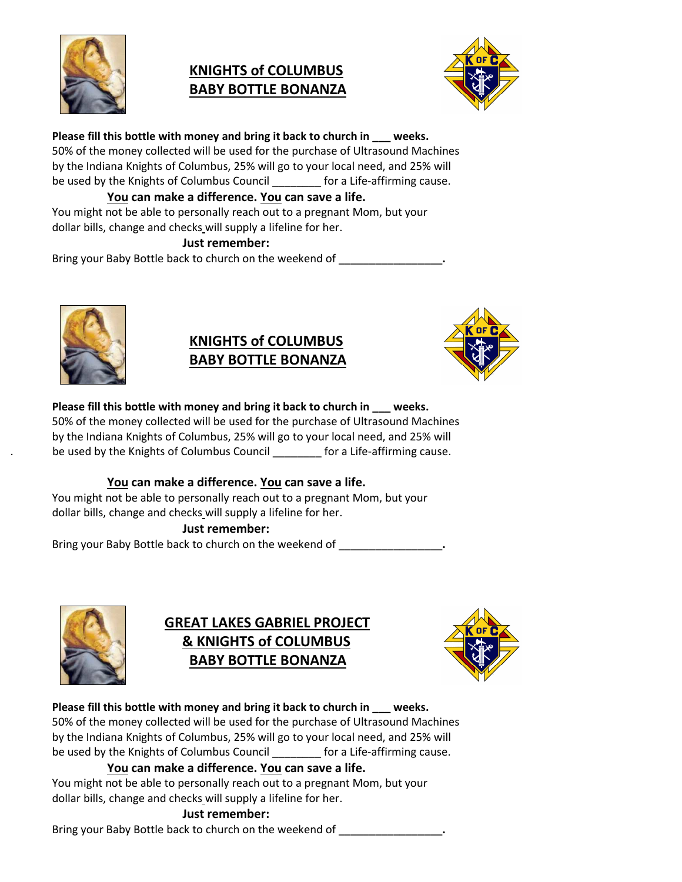## KNIGHTS of COLUMBUS
## BABY BOTTLE BONANZA

**Please fill this bottle with money and bring it back to church in ___ weeks.**
50% of the money collected will be used for the purchase of Ultrasound Machines by the Indiana Knights of Columbus, 25% will go to your local need, and 25% will be used by the Knights of Columbus Council ________ for a Life-affirming cause.

**You can make a difference. You can save a life.**

You might not be able to personally reach out to a pregnant Mom, but your dollar bills, change and checks will supply a lifeline for her.

**Just remember:**

Bring your Baby Bottle back to church on the weekend of _________________.

## KNIGHTS of COLUMBUS
## BABY BOTTLE BONANZA

**Please fill this bottle with money and bring it back to church in ___ weeks.**
50% of the money collected will be used for the purchase of Ultrasound Machines by the Indiana Knights of Columbus, 25% will go to your local need, and 25% will be used by the Knights of Columbus Council ________ for a Life-affirming cause.

**You can make a difference. You can save a life.**

You might not be able to personally reach out to a pregnant Mom, but your dollar bills, change and checks will supply a lifeline for her.

**Just remember:**

Bring your Baby Bottle back to church on the weekend of _________________.

## GREAT LAKES GABRIEL PROJECT
## & KNIGHTS of COLUMBUS
## BABY BOTTLE BONANZA

**Please fill this bottle with money and bring it back to church in ___ weeks.**
50% of the money collected will be used for the purchase of Ultrasound Machines by the Indiana Knights of Columbus, 25% will go to your local need, and 25% will be used by the Knights of Columbus Council ________ for a Life-affirming cause.

**You can make a difference. You can save a life.**

You might not be able to personally reach out to a pregnant Mom, but your dollar bills, change and checks will supply a lifeline for her.

**Just remember:**

Bring your Baby Bottle back to church on the weekend of _________________.